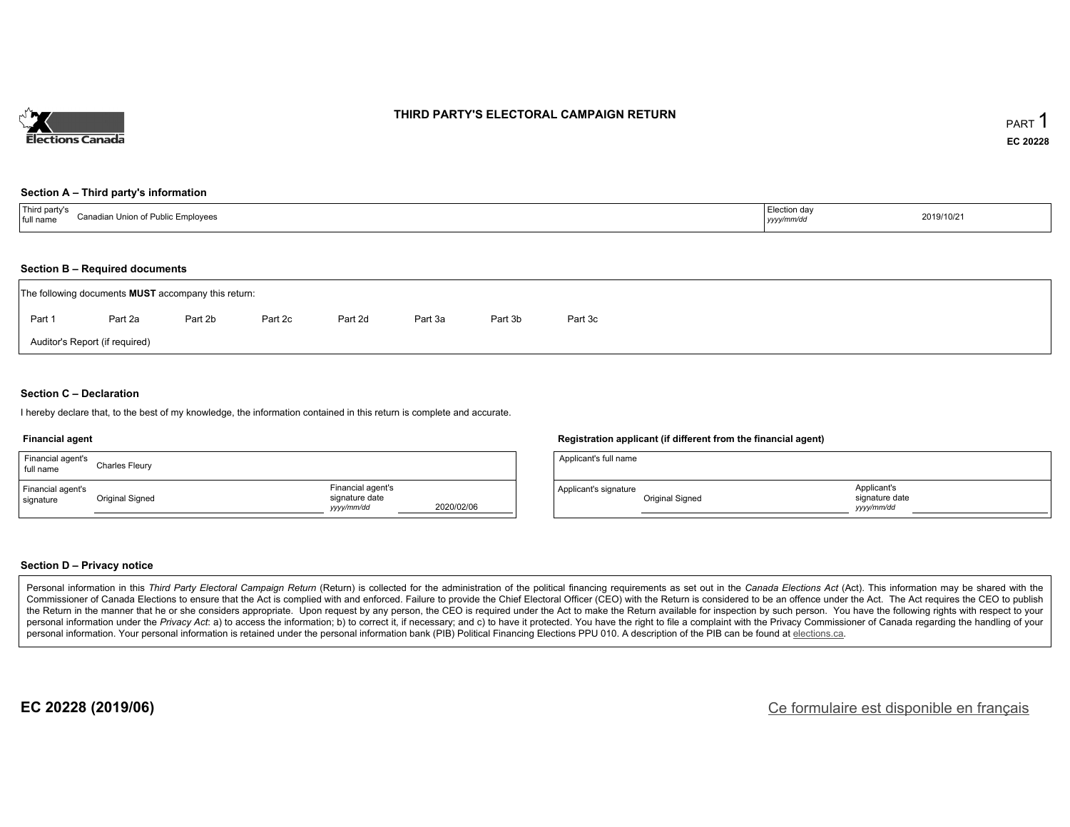# THIRD PARTY'S ELECTORAL CAMPAIGN RETURN

PART 1

**EC 20228**

### Section A – Third party's information

| Third party's full name | Canadian Union of Public Employees | Election day *yyyy/mm/dd* | 2019/10/21 |
|---|---|---|---|

### Section B – Required documents

The following documents **MUST** accompany this return:

Part 1 Part 2a Part 2b Part 2c Part 2d Part 3a Part 3b Part 3c

Auditor's Report (if required)

### Section C – Declaration

I hereby declare that, to the best of my knowledge, the information contained in this return is complete and accurate.

**Financial agent**

| Financial agent's full name | Charles Fleury | | |
|---|---|---|---|
| Financial agent's signature | Original Signed | Financial agent's signature date *yyyy/mm/dd* | 2020/02/06 |

**Registration applicant (if different from the financial agent)**

| Applicant's full name | | | |
|---|---|---|---|
| Applicant's signature | Original Signed | Applicant's signature date *yyyy/mm/dd* | |

### Section D – Privacy notice

Personal information in this *Third Party Electoral Campaign Return* (Return) is collected for the administration of the political financing requirements as set out in the *Canada Elections Act* (Act). This information may be shared with the Commissioner of Canada Elections to ensure that the Act is complied with and enforced. Failure to provide the Chief Electoral Officer (CEO) with the Return is considered to be an offence under the Act. The Act requires the CEO to publish the Return in the manner that he or she considers appropriate. Upon request by any person, the CEO is required under the Act to make the Return available for inspection by such person. You have the following rights with respect to your personal information under the *Privacy Act*: a) to access the information; b) to correct it, if necessary; and c) to have it protected. You have the right to file a complaint with the Privacy Commissioner of Canada regarding the handling of your personal information. Your personal information is retained under the personal information bank (PIB) Political Financing Elections PPU 010. A description of the PIB can be found at elections.ca.

**EC 20228 (2019/06)**

Ce formulaire est disponible en français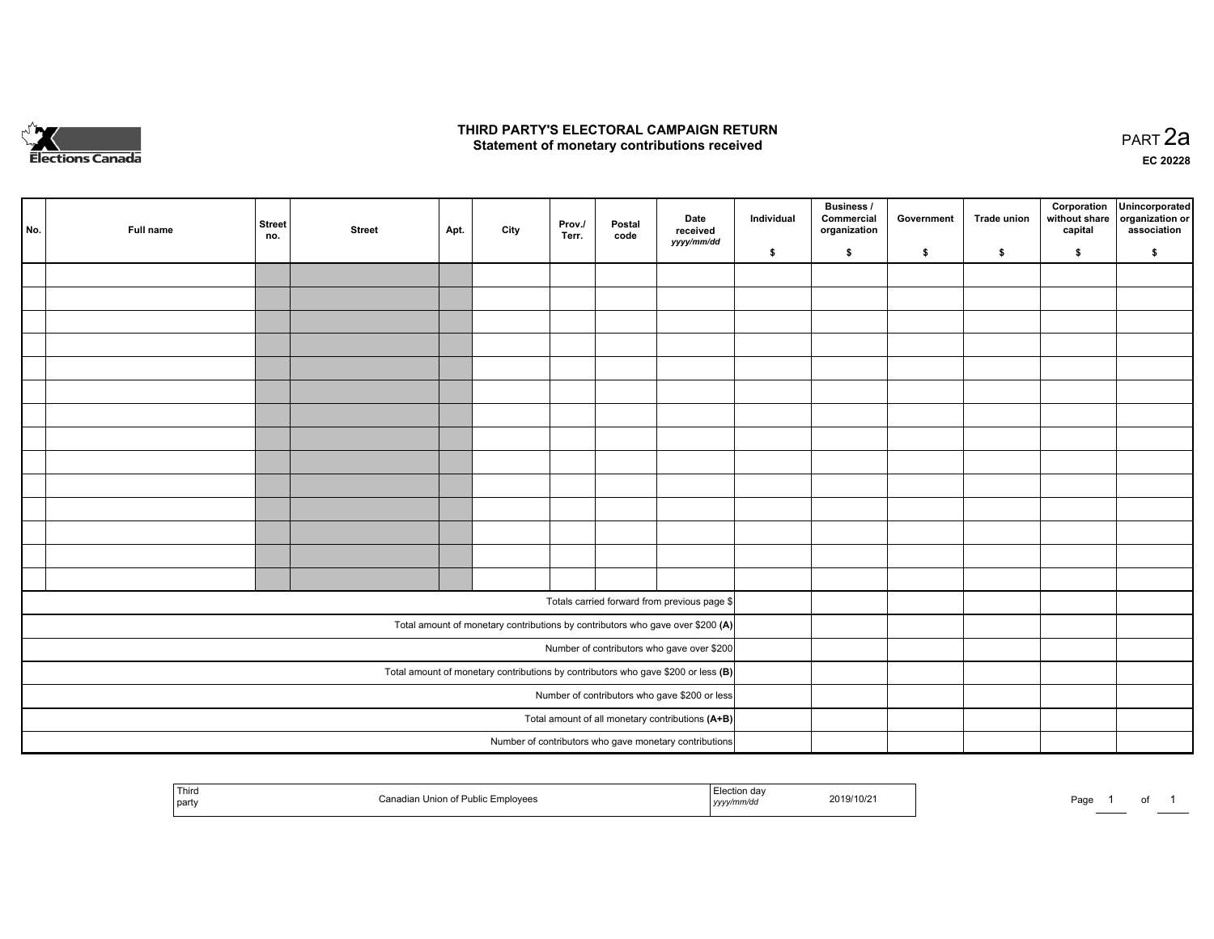# THIRD PARTY'S ELECTORAL CAMPAIGN RETURN

## Statement of monetary contributions received

PART 2a

EC 20228

| No. | Full name | Street no. | Street | Apt. | City | Prov./ Terr. | Postal code | Date received *yyyy/mm/dd* | Individual $ | Business / Commercial organization $ | Government $ | Trade union $ | Corporation without share capital $ | Unincorporated organization or association $ |
|---|---|---|---|---|---|---|---|---|---|---|---|---|---|---|
| | | | | | | | | | | | | | | |
| | | | | | | | | | | | | | | |
| | | | | | | | | | | | | | | |
| | | | | | | | | | | | | | | |
| | | | | | | | | | | | | | | |
| | | | | | | | | | | | | | | |
| | | | | | | | | | | | | | | |
| | | | | | | | | | | | | | | |
| | | | | | | | | | | | | | | |
| | | | | | | | | | | | | | | |
| | | | | | | | | | | | | | | |
| | | | | | | | | | | | | | | |
| | | | | | | | | | | | | | | |
| | | | | | | | | | | | | | | |
| | | | | | | | | Totals carried forward from previous page $ | | | | | | |
| | | | | | | | | Total amount of monetary contributions by contributors who gave over $200 **(A)** | | | | | | |
| | | | | | | | | Number of contributors who gave over $200 | | | | | | |
| | | | | | | | | Total amount of monetary contributions by contributors who gave $200 or less **(B)** | | | | | | |
| | | | | | | | | Number of contributors who gave $200 or less | | | | | | |
| | | | | | | | | Total amount of all monetary contributions **(A+B)** | | | | | | |
| | | | | | | | | Number of contributors who gave monetary contributions | | | | | | |

| Third party | Canadian Union of Public Employees | Election day *yyyy/mm/dd* | 2019/10/21 |
|---|---|---|---|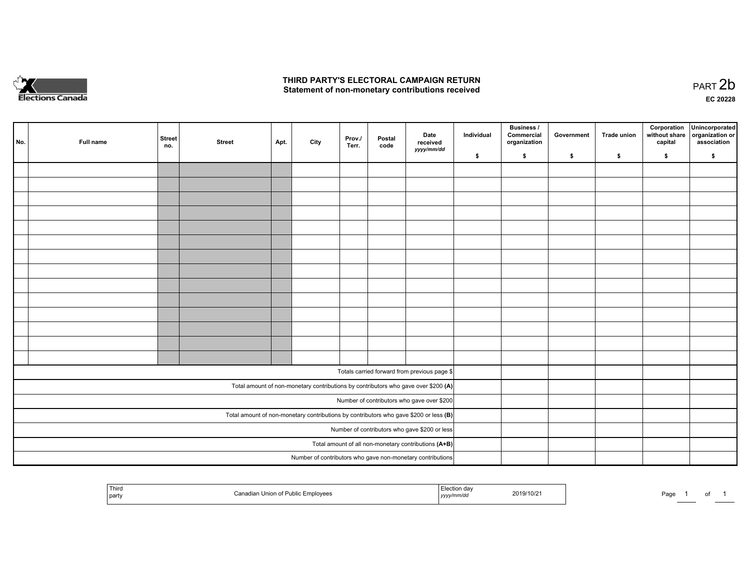# THIRD PARTY'S ELECTORAL CAMPAIGN RETURN
## Statement of non-monetary contributions received

PART 2b

EC 20228

| No. | Full name | Street no. | Street | Apt. | City | Prov./ Terr. | Postal code | Date received yyyy/mm/dd | Individual $ | Business / Commercial organization $ | Government $ | Trade union $ | Corporation without share capital $ | Unincorporated organization or association $ |
|---|---|---|---|---|---|---|---|---|---|---|---|---|---|---|
| | | | | | | | | | | | | | | |
| | | | | | | | | | | | | | | |
| | | | | | | | | | | | | | | |
| | | | | | | | | | | | | | | |
| | | | | | | | | | | | | | | |
| | | | | | | | | | | | | | | |
| | | | | | | | | | | | | | | |
| | | | | | | | | | | | | | | |
| | | | | | | | | | | | | | | |
| | | | | | | | | | | | | | | |
| | | | | | | | | | | | | | | |
| | | | | | | | | | | | | | | |
| | | | | | | | | | | | | | | |
| | | | | | | | | | | | | | | |
| Totals carried forward from previous page $ | | | | | | | | | | | | | | |
| Total amount of non-monetary contributions by contributors who gave over $200 **(A)** | | | | | | | | | | | | | | |
| Number of contributors who gave over $200 | | | | | | | | | | | | | | |
| Total amount of non-monetary contributions by contributors who gave $200 or less **(B)** | | | | | | | | | | | | | | |
| Number of contributors who gave $200 or less | | | | | | | | | | | | | | |
| Total amount of all non-monetary contributions **(A+B)** | | | | | | | | | | | | | | |
| Number of contributors who gave non-monetary contributions | | | | | | | | | | | | | | |

| Third party | Canadian Union of Public Employees | Election day yyyy/mm/dd | 2019/10/21 |
|---|---|---|---|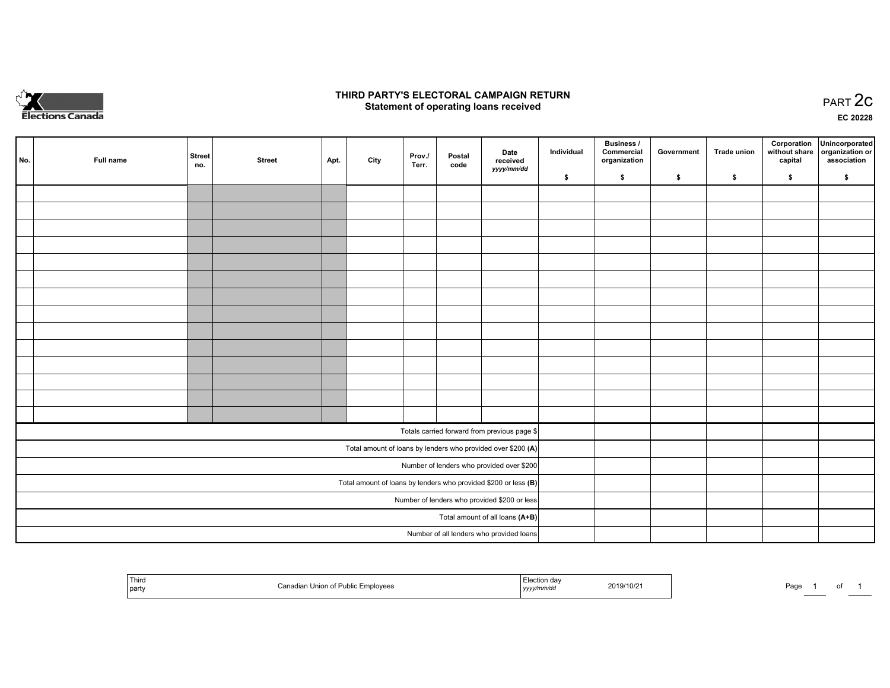Elections Canada

# THIRD PARTY'S ELECTORAL CAMPAIGN RETURN
## Statement of operating loans received

PART 2c

EC 20228

| No. | Full name | Street no. | Street | Apt. | City | Prov./ Terr. | Postal code | Date received *yyyy/mm/dd* | Individual $ | Business / Commercial organization $ | Government $ | Trade union $ | Corporation without share capital $ | Unincorporated organization or association $ |
|---|---|---|---|---|---|---|---|---|---|---|---|---|---|---|
| | | | | | | | | | | | | | | |
| | | | | | | | | | | | | | | |
| | | | | | | | | | | | | | | |
| | | | | | | | | | | | | | | |
| | | | | | | | | | | | | | | |
| | | | | | | | | | | | | | | |
| | | | | | | | | | | | | | | |
| | | | | | | | | | | | | | | |
| | | | | | | | | | | | | | | |
| | | | | | | | | | | | | | | |
| | | | | | | | | | | | | | | |
| | | | | | | | | | | | | | | |
| | | | | | | | | | | | | | | |
| | | | | | | | | | | | | | | |
| Totals carried forward from previous page $ | | | | | | | | | | | | | | |
| Total amount of loans by lenders who provided over $200 **(A)** | | | | | | | | | | | | | | |
| Number of lenders who provided over $200 | | | | | | | | | | | | | | |
| Total amount of loans by lenders who provided $200 or less **(B)** | | | | | | | | | | | | | | |
| Number of lenders who provided $200 or less | | | | | | | | | | | | | | |
| Total amount of all loans **(A+B)** | | | | | | | | | | | | | | |
| Number of all lenders who provided loans | | | | | | | | | | | | | | |

| Third party | Canadian Union of Public Employees | Election day *yyyy/mm/dd* | 2019/10/21 |
|---|---|---|---|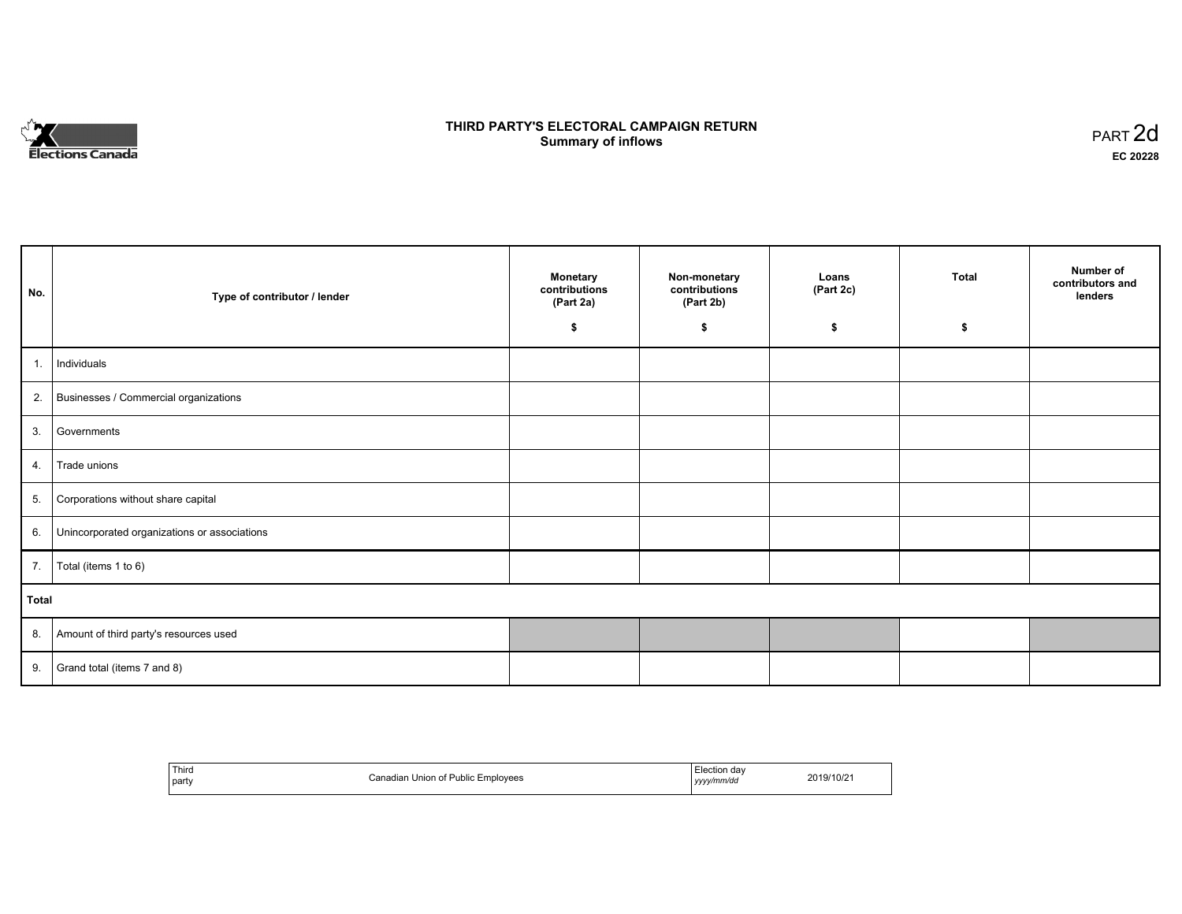Elections Canada

# THIRD PARTY'S ELECTORAL CAMPAIGN RETURN
## Summary of inflows

PART 2d

**EC 20228**

| No. | Type of contributor / lender | Monetary contributions (Part 2a) $ | Non-monetary contributions (Part 2b) $ | Loans (Part 2c) $ | Total $ | Number of contributors and lenders |
|---|---|---|---|---|---|---|
| 1. | Individuals | | | | | |
| 2. | Businesses / Commercial organizations | | | | | |
| 3. | Governments | | | | | |
| 4. | Trade unions | | | | | |
| 5. | Corporations without share capital | | | | | |
| 6. | Unincorporated organizations or associations | | | | | |
| 7. | Total (items 1 to 6) | | | | | |
| **Total** | | | | | | |
| 8. | Amount of third party's resources used | | | | | |
| 9. | Grand total (items 7 and 8) | | | | | |

| Third party | Canadian Union of Public Employees | Election day *yyyy/mm/dd* | 2019/10/21 |
|---|---|---|---|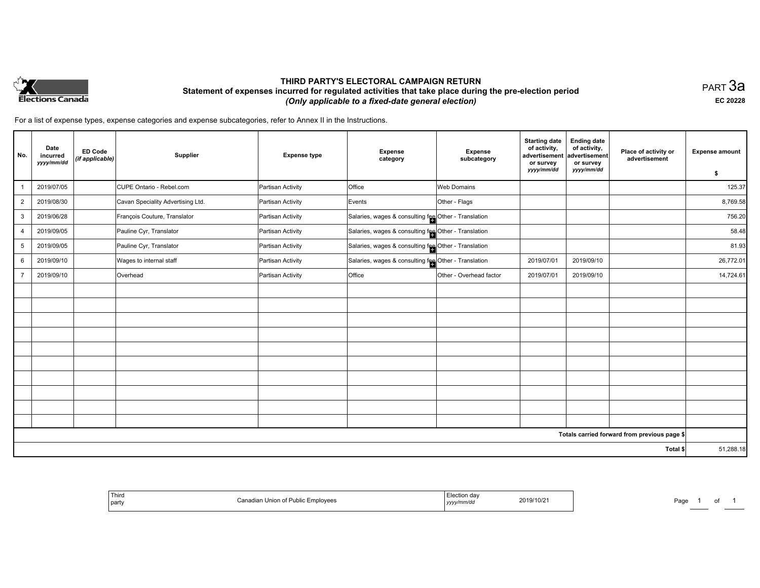Elections Canada

# THIRD PARTY'S ELECTORAL CAMPAIGN RETURN

## Statement of expenses incurred for regulated activities that take place during the pre-election period

*(Only applicable to a fixed-date general election)*

PART 3a

**EC 20228**

For a list of expense types, expense categories and expense subcategories, refer to Annex II in the Instructions.

| No. | Date incurred *yyyy/mm/dd* | ED Code *(if applicable)* | Supplier | Expense type | Expense category | Expense subcategory | Starting date of activity, advertisement or survey *yyyy/mm/dd* | Ending date of activity, advertisement or survey *yyyy/mm/dd* | Place of activity or advertisement | Expense amount $ |
|---|---|---|---|---|---|---|---|---|---|---|
| 1 | 2019/07/05 | | CUPE Ontario - Rebel.com | Partisan Activity | Office | Web Domains | | | | 125.37 |
| 2 | 2019/08/30 | | Cavan Speciality Advertising Ltd. | Partisan Activity | Events | Other - Flags | | | | 8,769.58 |
| 3 | 2019/06/28 | | François Couture, Translator | Partisan Activity | Salaries, wages & consulting fee | Other - Translation | | | | 756.20 |
| 4 | 2019/09/05 | | Pauline Cyr, Translator | Partisan Activity | Salaries, wages & consulting fee | Other - Translation | | | | 58.48 |
| 5 | 2019/09/05 | | Pauline Cyr, Translator | Partisan Activity | Salaries, wages & consulting fee | Other - Translation | | | | 81.93 |
| 6 | 2019/09/10 | | Wages to internal staff | Partisan Activity | Salaries, wages & consulting fee | Other - Translation | 2019/07/01 | 2019/09/10 | | 26,772.01 |
| 7 | 2019/09/10 | | Overhead | Partisan Activity | Office | Other - Overhead factor | 2019/07/01 | 2019/09/10 | | 14,724.61 |
| | | | | | | | | | | |
| | | | | | | | | | **Totals carried forward from previous page $** | |
| | | | | | | | | | **Total $** | 51,288.18 |

| Third party | Canadian Union of Public Employees | Election day *yyyy/mm/dd* | 2019/10/21 |
|---|---|---|---|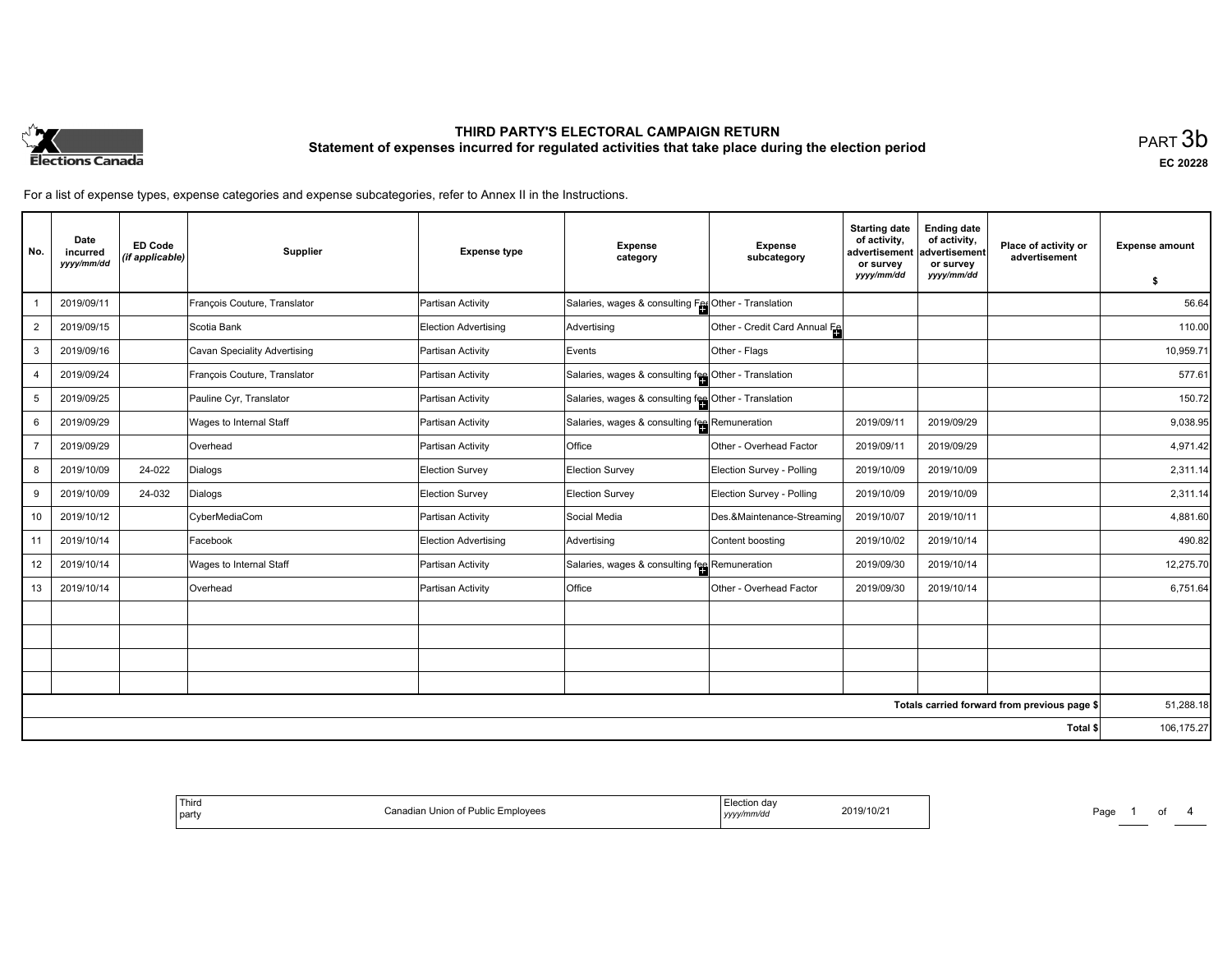# THIRD PARTY'S ELECTORAL CAMPAIGN RETURN

## Statement of expenses incurred for regulated activities that take place during the election period

PART 3b

EC 20228

For a list of expense types, expense categories and expense subcategories, refer to Annex II in the Instructions.

| No. | Date incurred *yyyy/mm/dd* | ED Code *(if applicable)* | Supplier | Expense type | Expense category | Expense subcategory | Starting date of activity, advertisement or survey *yyyy/mm/dd* | Ending date of activity, advertisement or survey *yyyy/mm/dd* | Place of activity or advertisement | Expense amount $ |
|---|---|---|---|---|---|---|---|---|---|---|
| 1 | 2019/09/11 | | François Couture, Translator | Partisan Activity | Salaries, wages & consulting Fee | Other - Translation | | | | 56.64 |
| 2 | 2019/09/15 | | Scotia Bank | Election Advertising | Advertising | Other - Credit Card Annual Fe | | | | 110.00 |
| 3 | 2019/09/16 | | Cavan Speciality Advertising | Partisan Activity | Events | Other - Flags | | | | 10,959.71 |
| 4 | 2019/09/24 | | François Couture, Translator | Partisan Activity | Salaries, wages & consulting fee | Other - Translation | | | | 577.61 |
| 5 | 2019/09/25 | | Pauline Cyr, Translator | Partisan Activity | Salaries, wages & consulting fee | Other - Translation | | | | 150.72 |
| 6 | 2019/09/29 | | Wages to Internal Staff | Partisan Activity | Salaries, wages & consulting fee | Remuneration | 2019/09/11 | 2019/09/29 | | 9,038.95 |
| 7 | 2019/09/29 | | Overhead | Partisan Activity | Office | Other - Overhead Factor | 2019/09/11 | 2019/09/29 | | 4,971.42 |
| 8 | 2019/10/09 | 24-022 | Dialogs | Election Survey | Election Survey | Election Survey - Polling | 2019/10/09 | 2019/10/09 | | 2,311.14 |
| 9 | 2019/10/09 | 24-032 | Dialogs | Election Survey | Election Survey | Election Survey - Polling | 2019/10/09 | 2019/10/09 | | 2,311.14 |
| 10 | 2019/10/12 | | CyberMediaCom | Partisan Activity | Social Media | Des.&Maintenance-Streaming | 2019/10/07 | 2019/10/11 | | 4,881.60 |
| 11 | 2019/10/14 | | Facebook | Election Advertising | Advertising | Content boosting | 2019/10/02 | 2019/10/14 | | 490.82 |
| 12 | 2019/10/14 | | Wages to Internal Staff | Partisan Activity | Salaries, wages & consulting fee | Remuneration | 2019/09/30 | 2019/10/14 | | 12,275.70 |
| 13 | 2019/10/14 | | Overhead | Partisan Activity | Office | Other - Overhead Factor | 2019/09/30 | 2019/10/14 | | 6,751.64 |
| | | | | | | | | | | |
| | | | | | | | | | | |
| | | | | | | | | | | |
| | | | | | | | | | | |
| | | | | | | | | | Totals carried forward from previous page $ | 51,288.18 |
| | | | | | | | | | Total $ | 106,175.27 |

| Third party | Canadian Union of Public Employees | Election day *yyyy/mm/dd* | 2019/10/21 |
|---|---|---|---|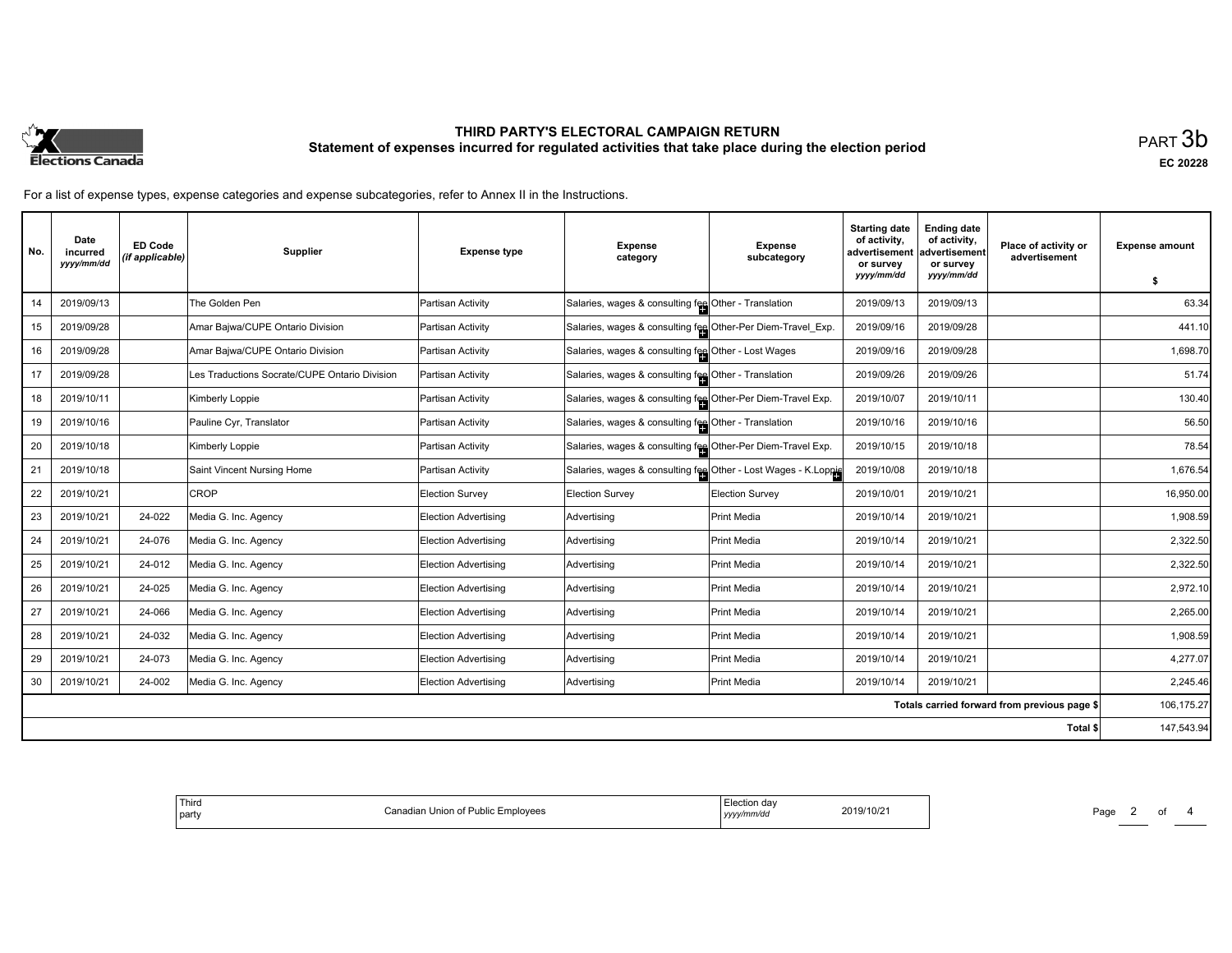# THIRD PARTY'S ELECTORAL CAMPAIGN RETURN

## Statement of expenses incurred for regulated activities that take place during the election period

PART 3b

EC 20228

For a list of expense types, expense categories and expense subcategories, refer to Annex II in the Instructions.

| No. | Date incurred *yyyy/mm/dd* | ED Code *(if applicable)* | Supplier | Expense type | Expense category | Expense subcategory | Starting date of activity, advertisement or survey *yyyy/mm/dd* | Ending date of activity, advertisement or survey *yyyy/mm/dd* | Place of activity or advertisement | Expense amount $ |
|---|---|---|---|---|---|---|---|---|---|---|
| 14 | 2019/09/13 | | The Golden Pen | Partisan Activity | Salaries, wages & consulting fee | Other - Translation | 2019/09/13 | 2019/09/13 | | 63.34 |
| 15 | 2019/09/28 | | Amar Bajwa/CUPE Ontario Division | Partisan Activity | Salaries, wages & consulting fee | Other-Per Diem-Travel_Exp. | 2019/09/16 | 2019/09/28 | | 441.10 |
| 16 | 2019/09/28 | | Amar Bajwa/CUPE Ontario Division | Partisan Activity | Salaries, wages & consulting fee | Other - Lost Wages | 2019/09/16 | 2019/09/28 | | 1,698.70 |
| 17 | 2019/09/28 | | Les Traductions Socrate/CUPE Ontario Division | Partisan Activity | Salaries, wages & consulting fee | Other - Translation | 2019/09/26 | 2019/09/26 | | 51.74 |
| 18 | 2019/10/11 | | Kimberly Loppie | Partisan Activity | Salaries, wages & consulting fee | Other-Per Diem-Travel Exp. | 2019/10/07 | 2019/10/11 | | 130.40 |
| 19 | 2019/10/16 | | Pauline Cyr, Translator | Partisan Activity | Salaries, wages & consulting fee | Other - Translation | 2019/10/16 | 2019/10/16 | | 56.50 |
| 20 | 2019/10/18 | | Kimberly Loppie | Partisan Activity | Salaries, wages & consulting fee | Other-Per Diem-Travel Exp. | 2019/10/15 | 2019/10/18 | | 78.54 |
| 21 | 2019/10/18 | | Saint Vincent Nursing Home | Partisan Activity | Salaries, wages & consulting fee | Other - Lost Wages - K.Loppie | 2019/10/08 | 2019/10/18 | | 1,676.54 |
| 22 | 2019/10/21 | | CROP | Election Survey | Election Survey | Election Survey | 2019/10/01 | 2019/10/21 | | 16,950.00 |
| 23 | 2019/10/21 | 24-022 | Media G. Inc. Agency | Election Advertising | Advertising | Print Media | 2019/10/14 | 2019/10/21 | | 1,908.59 |
| 24 | 2019/10/21 | 24-076 | Media G. Inc. Agency | Election Advertising | Advertising | Print Media | 2019/10/14 | 2019/10/21 | | 2,322.50 |
| 25 | 2019/10/21 | 24-012 | Media G. Inc. Agency | Election Advertising | Advertising | Print Media | 2019/10/14 | 2019/10/21 | | 2,322.50 |
| 26 | 2019/10/21 | 24-025 | Media G. Inc. Agency | Election Advertising | Advertising | Print Media | 2019/10/14 | 2019/10/21 | | 2,972.10 |
| 27 | 2019/10/21 | 24-066 | Media G. Inc. Agency | Election Advertising | Advertising | Print Media | 2019/10/14 | 2019/10/21 | | 2,265.00 |
| 28 | 2019/10/21 | 24-032 | Media G. Inc. Agency | Election Advertising | Advertising | Print Media | 2019/10/14 | 2019/10/21 | | 1,908.59 |
| 29 | 2019/10/21 | 24-073 | Media G. Inc. Agency | Election Advertising | Advertising | Print Media | 2019/10/14 | 2019/10/21 | | 4,277.07 |
| 30 | 2019/10/21 | 24-002 | Media G. Inc. Agency | Election Advertising | Advertising | Print Media | 2019/10/14 | 2019/10/21 | | 2,245.46 |
| | | | | | | | | | Totals carried forward from previous page $ | 106,175.27 |
| | | | | | | | | | Total $ | 147,543.94 |

| Third party | Canadian Union of Public Employees | Election day *yyyy/mm/dd* | 2019/10/21 |
|---|---|---|---|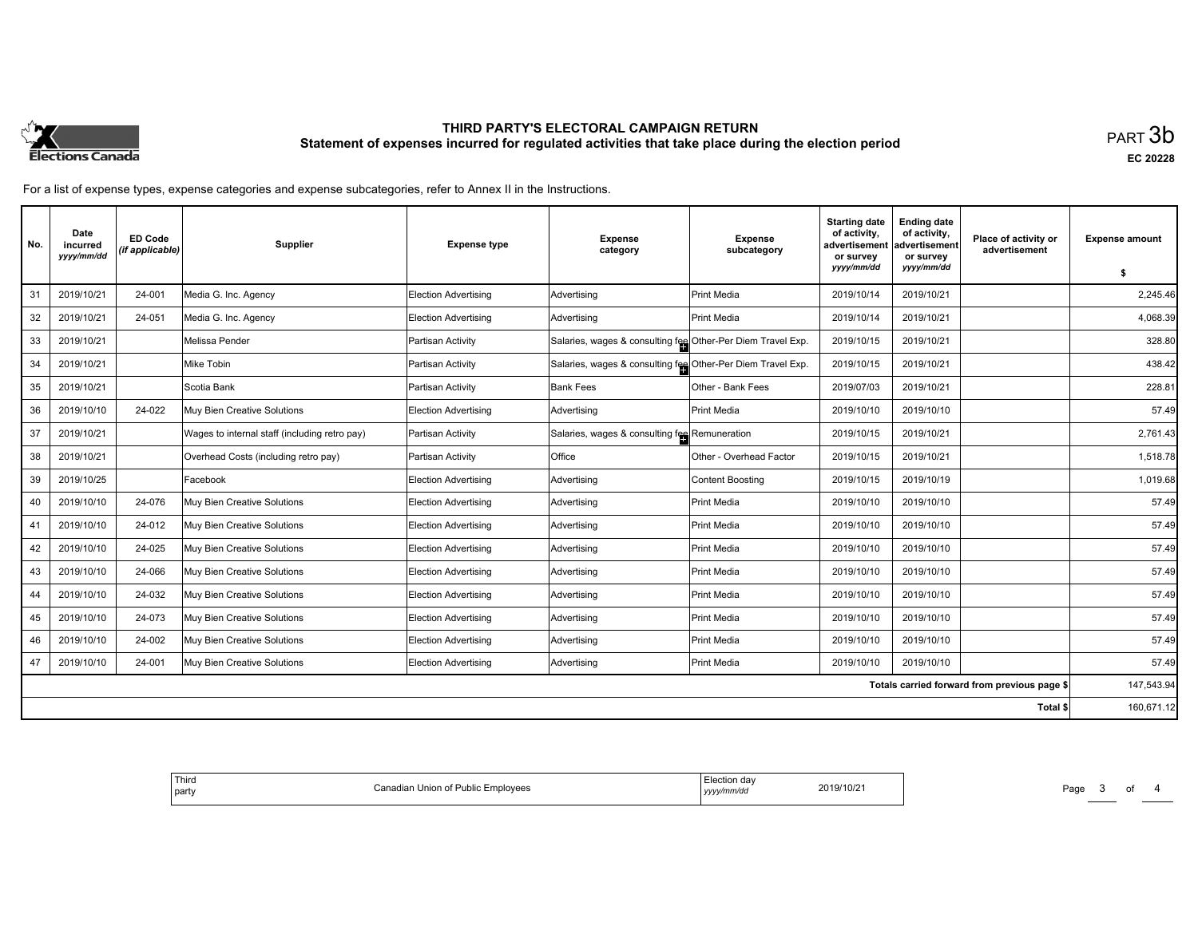# THIRD PARTY'S ELECTORAL CAMPAIGN RETURN

## Statement of expenses incurred for regulated activities that take place during the election period

PART 3b

EC 20228

For a list of expense types, expense categories and expense subcategories, refer to Annex II in the Instructions.

| No. | Date incurred *yyyy/mm/dd* | ED Code *(if applicable)* | Supplier | Expense type | Expense category | Expense subcategory | Starting date of activity, advertisement or survey *yyyy/mm/dd* | Ending date of activity, advertisement or survey *yyyy/mm/dd* | Place of activity or advertisement | Expense amount $ |
|---|---|---|---|---|---|---|---|---|---|---|
| 31 | 2019/10/21 | 24-001 | Media G. Inc. Agency | Election Advertising | Advertising | Print Media | 2019/10/14 | 2019/10/21 | | 2,245.46 |
| 32 | 2019/10/21 | 24-051 | Media G. Inc. Agency | Election Advertising | Advertising | Print Media | 2019/10/14 | 2019/10/21 | | 4,068.39 |
| 33 | 2019/10/21 | | Melissa Pender | Partisan Activity | Salaries, wages & consulting fee | Other-Per Diem Travel Exp. | 2019/10/15 | 2019/10/21 | | 328.80 |
| 34 | 2019/10/21 | | Mike Tobin | Partisan Activity | Salaries, wages & consulting fee | Other-Per Diem Travel Exp. | 2019/10/15 | 2019/10/21 | | 438.42 |
| 35 | 2019/10/21 | | Scotia Bank | Partisan Activity | Bank Fees | Other - Bank Fees | 2019/07/03 | 2019/10/21 | | 228.81 |
| 36 | 2019/10/10 | 24-022 | Muy Bien Creative Solutions | Election Advertising | Advertising | Print Media | 2019/10/10 | 2019/10/10 | | 57.49 |
| 37 | 2019/10/21 | | Wages to internal staff (including retro pay) | Partisan Activity | Salaries, wages & consulting fee | Remuneration | 2019/10/15 | 2019/10/21 | | 2,761.43 |
| 38 | 2019/10/21 | | Overhead Costs (including retro pay) | Partisan Activity | Office | Other - Overhead Factor | 2019/10/15 | 2019/10/21 | | 1,518.78 |
| 39 | 2019/10/25 | | Facebook | Election Advertising | Advertising | Content Boosting | 2019/10/15 | 2019/10/19 | | 1,019.68 |
| 40 | 2019/10/10 | 24-076 | Muy Bien Creative Solutions | Election Advertising | Advertising | Print Media | 2019/10/10 | 2019/10/10 | | 57.49 |
| 41 | 2019/10/10 | 24-012 | Muy Bien Creative Solutions | Election Advertising | Advertising | Print Media | 2019/10/10 | 2019/10/10 | | 57.49 |
| 42 | 2019/10/10 | 24-025 | Muy Bien Creative Solutions | Election Advertising | Advertising | Print Media | 2019/10/10 | 2019/10/10 | | 57.49 |
| 43 | 2019/10/10 | 24-066 | Muy Bien Creative Solutions | Election Advertising | Advertising | Print Media | 2019/10/10 | 2019/10/10 | | 57.49 |
| 44 | 2019/10/10 | 24-032 | Muy Bien Creative Solutions | Election Advertising | Advertising | Print Media | 2019/10/10 | 2019/10/10 | | 57.49 |
| 45 | 2019/10/10 | 24-073 | Muy Bien Creative Solutions | Election Advertising | Advertising | Print Media | 2019/10/10 | 2019/10/10 | | 57.49 |
| 46 | 2019/10/10 | 24-002 | Muy Bien Creative Solutions | Election Advertising | Advertising | Print Media | 2019/10/10 | 2019/10/10 | | 57.49 |
| 47 | 2019/10/10 | 24-001 | Muy Bien Creative Solutions | Election Advertising | Advertising | Print Media | 2019/10/10 | 2019/10/10 | | 57.49 |
| | | | | | | | | | Totals carried forward from previous page $ | 147,543.94 |
| | | | | | | | | | Total $ | 160,671.12 |

| Third party | Canadian Union of Public Employees | Election day *yyyy/mm/dd* | 2019/10/21 |
|---|---|---|---|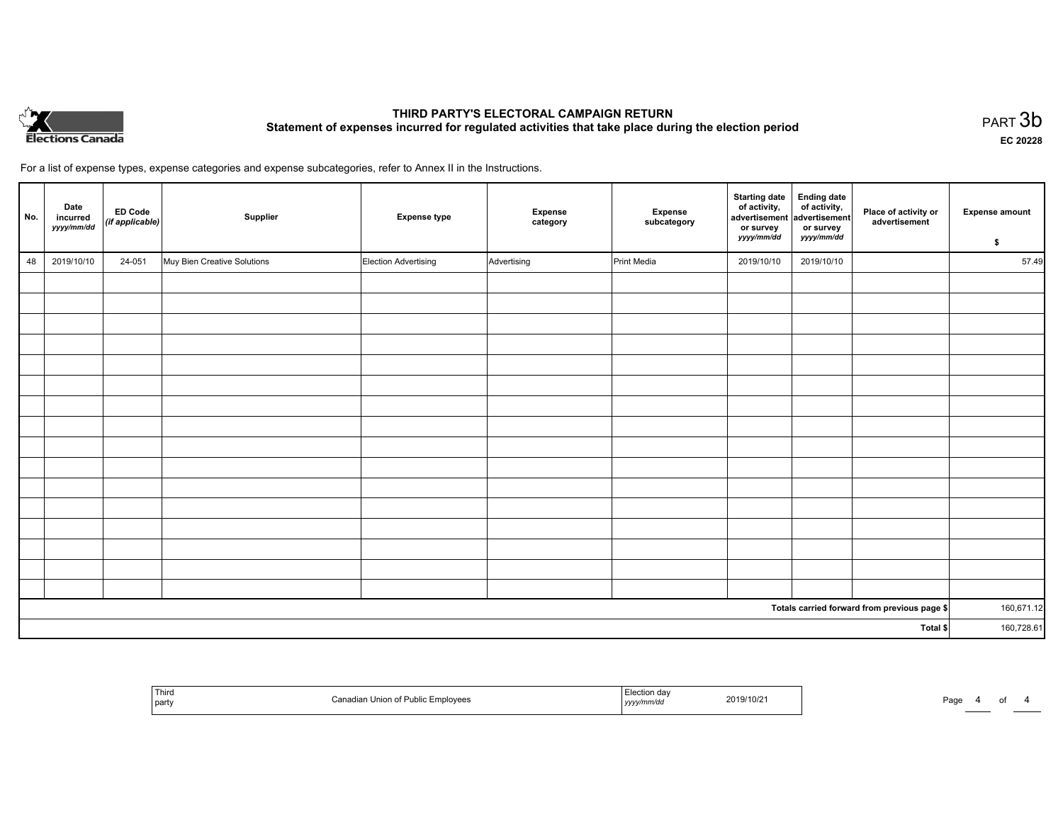# THIRD PARTY'S ELECTORAL CAMPAIGN RETURN

## Statement of expenses incurred for regulated activities that take place during the election period

PART 3b

EC 20228

For a list of expense types, expense categories and expense subcategories, refer to Annex II in the Instructions.

| No. | Date incurred *yyyy/mm/dd* | ED Code *(if applicable)* | Supplier | Expense type | Expense category | Expense subcategory | Starting date of activity, advertisement or survey *yyyy/mm/dd* | Ending date of activity, advertisement or survey *yyyy/mm/dd* | Place of activity or advertisement | Expense amount $ |
|---|---|---|---|---|---|---|---|---|---|---|
| 48 | 2019/10/10 | 24-051 | Muy Bien Creative Solutions | Election Advertising | Advertising | Print Media | 2019/10/10 | 2019/10/10 | | 57.49 |
| | | | | | | | | | | |
| | | | | | | | | | | |
| | | | | | | | | | | |
| | | | | | | | | | | |
| | | | | | | | | | | |
| | | | | | | | | | | |
| | | | | | | | | | | |
| | | | | | | | | | | |
| | | | | | | | | | | |
| | | | | | | | | | | |
| | | | | | | | | | | |
| | | | | | | | | | | |
| | | | | | | | | | | |
| | | | | | | | | | | |
| | | | | | | | | | | |
| | | | | | | | | | | |
| | | | | | | | | | Totals carried forward from previous page $ | 160,671.12 |
| | | | | | | | | | Total $ | 160,728.61 |

| Third party | Canadian Union of Public Employees | Election day *yyyy/mm/dd* | 2019/10/21 |
|---|---|---|---|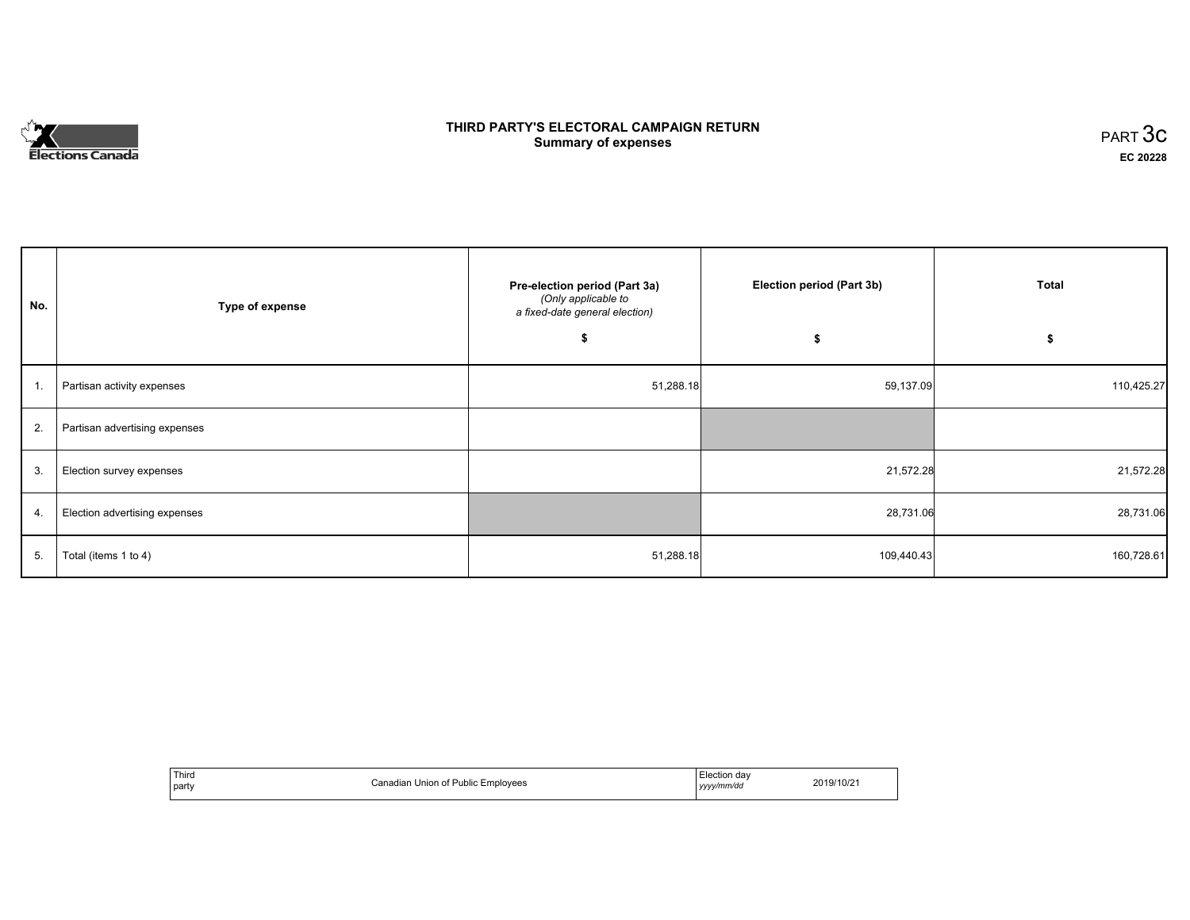Elections Canada

# THIRD PARTY'S ELECTORAL CAMPAIGN RETURN
## Summary of expenses

PART 3c
**EC 20228**

| No. | Type of expense | Pre-election period (Part 3a) *(Only applicable to a fixed-date general election)* $ | Election period (Part 3b) $ | Total $ |
|---|---|---|---|---|
| 1. | Partisan activity expenses | 51,288.18 | 59,137.09 | 110,425.27 |
| 2. | Partisan advertising expenses | | | |
| 3. | Election survey expenses | | 21,572.28 | 21,572.28 |
| 4. | Election advertising expenses | | 28,731.06 | 28,731.06 |
| 5. | Total (items 1 to 4) | 51,288.18 | 109,440.43 | 160,728.61 |

| | | | |
|---|---|---|---|
| Third party | Canadian Union of Public Employees | Election day *yyyy/mm/dd* | 2019/10/21 |